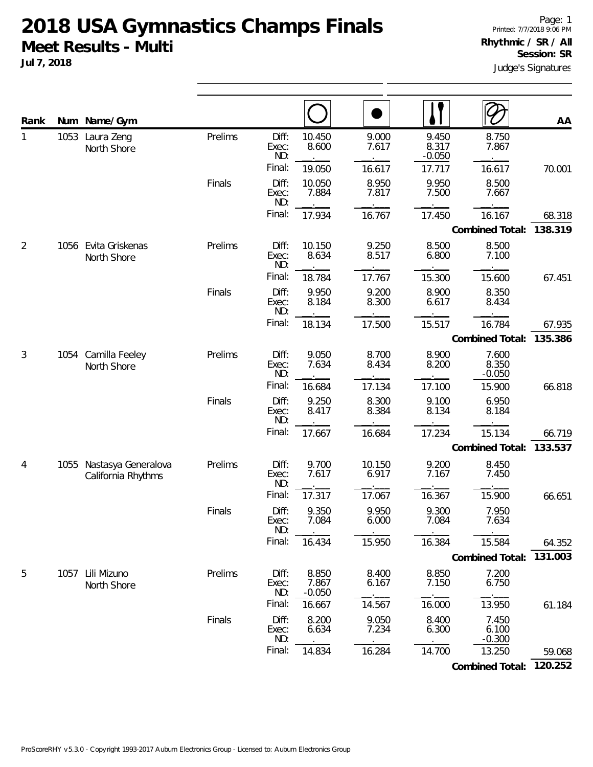# 2018 USA Gymnastics Champs Finals

**Meet Results - Multi**

**Jul 7, 2018**

Page: 1
Printed: 7/7/2018 9:06 PM

**Rhythmic / SR / All**
**Session: SR**

Judge's Signatures

| Rank | Num | Name/Gym | | | Hoop | Ball | Clubs | Ribbon | AA |
|---|---|---|---|---|---|---|---|---|---|
| 1 | 1053 | Laura Zeng, North Shore | Prelims | Diff: | 10.450 | 9.000 | 9.450 | 8.750 | |
| | | | | Exec: | 8.600 | 7.617 | 8.317 | 7.867 | |
| | | | | ND: | | | -0.050 | | |
| | | | | Final: | 19.050 | 16.617 | 17.717 | 16.617 | 70.001 |
| | | | Finals | Diff: | 10.050 | 8.950 | 9.950 | 8.500 | |
| | | | | Exec: | 7.884 | 7.817 | 7.500 | 7.667 | |
| | | | | ND: | | | | | |
| | | | | Final: | 17.934 | 16.767 | 17.450 | 16.167 | 68.318 |
| | | | | | | | | **Combined Total:** | **138.319** |
| 2 | 1056 | Evita Griskenas, North Shore | Prelims | Diff: | 10.150 | 9.250 | 8.500 | 8.500 | |
| | | | | Exec: | 8.634 | 8.517 | 6.800 | 7.100 | |
| | | | | ND: | | | | | |
| | | | | Final: | 18.784 | 17.767 | 15.300 | 15.600 | 67.451 |
| | | | Finals | Diff: | 9.950 | 9.200 | 8.900 | 8.350 | |
| | | | | Exec: | 8.184 | 8.300 | 6.617 | 8.434 | |
| | | | | ND: | | | | | |
| | | | | Final: | 18.134 | 17.500 | 15.517 | 16.784 | 67.935 |
| | | | | | | | | **Combined Total:** | **135.386** |
| 3 | 1054 | Camilla Feeley, North Shore | Prelims | Diff: | 9.050 | 8.700 | 8.900 | 7.600 | |
| | | | | Exec: | 7.634 | 8.434 | 8.200 | 8.350 | |
| | | | | ND: | | | | -0.050 | |
| | | | | Final: | 16.684 | 17.134 | 17.100 | 15.900 | 66.818 |
| | | | Finals | Diff: | 9.250 | 8.300 | 9.100 | 6.950 | |
| | | | | Exec: | 8.417 | 8.384 | 8.134 | 8.184 | |
| | | | | ND: | | | | | |
| | | | | Final: | 17.667 | 16.684 | 17.234 | 15.134 | 66.719 |
| | | | | | | | | **Combined Total:** | **133.537** |
| 4 | 1055 | Nastasya Generalova, California Rhythms | Prelims | Diff: | 9.700 | 10.150 | 9.200 | 8.450 | |
| | | | | Exec: | 7.617 | 6.917 | 7.167 | 7.450 | |
| | | | | ND: | | | | | |
| | | | | Final: | 17.317 | 17.067 | 16.367 | 15.900 | 66.651 |
| | | | Finals | Diff: | 9.350 | 9.950 | 9.300 | 7.950 | |
| | | | | Exec: | 7.084 | 6.000 | 7.084 | 7.634 | |
| | | | | ND: | | | | | |
| | | | | Final: | 16.434 | 15.950 | 16.384 | 15.584 | 64.352 |
| | | | | | | | | **Combined Total:** | **131.003** |
| 5 | 1057 | Lili Mizuno, North Shore | Prelims | Diff: | 8.850 | 8.400 | 8.850 | 7.200 | |
| | | | | Exec: | 7.867 | 6.167 | 7.150 | 6.750 | |
| | | | | ND: | -0.050 | | | | |
| | | | | Final: | 16.667 | 14.567 | 16.000 | 13.950 | 61.184 |
| | | | Finals | Diff: | 8.200 | 9.050 | 8.400 | 7.450 | |
| | | | | Exec: | 6.634 | 7.234 | 6.300 | 6.100 | |
| | | | | ND: | | | | -0.300 | |
| | | | | Final: | 14.834 | 16.284 | 14.700 | 13.250 | 59.068 |
| | | | | | | | | **Combined Total:** | **120.252** |

ProScoreRHY v5.3.0 - Copyright 1993-2017 Auburn Electronics Group - Licensed to: Auburn Electronics Group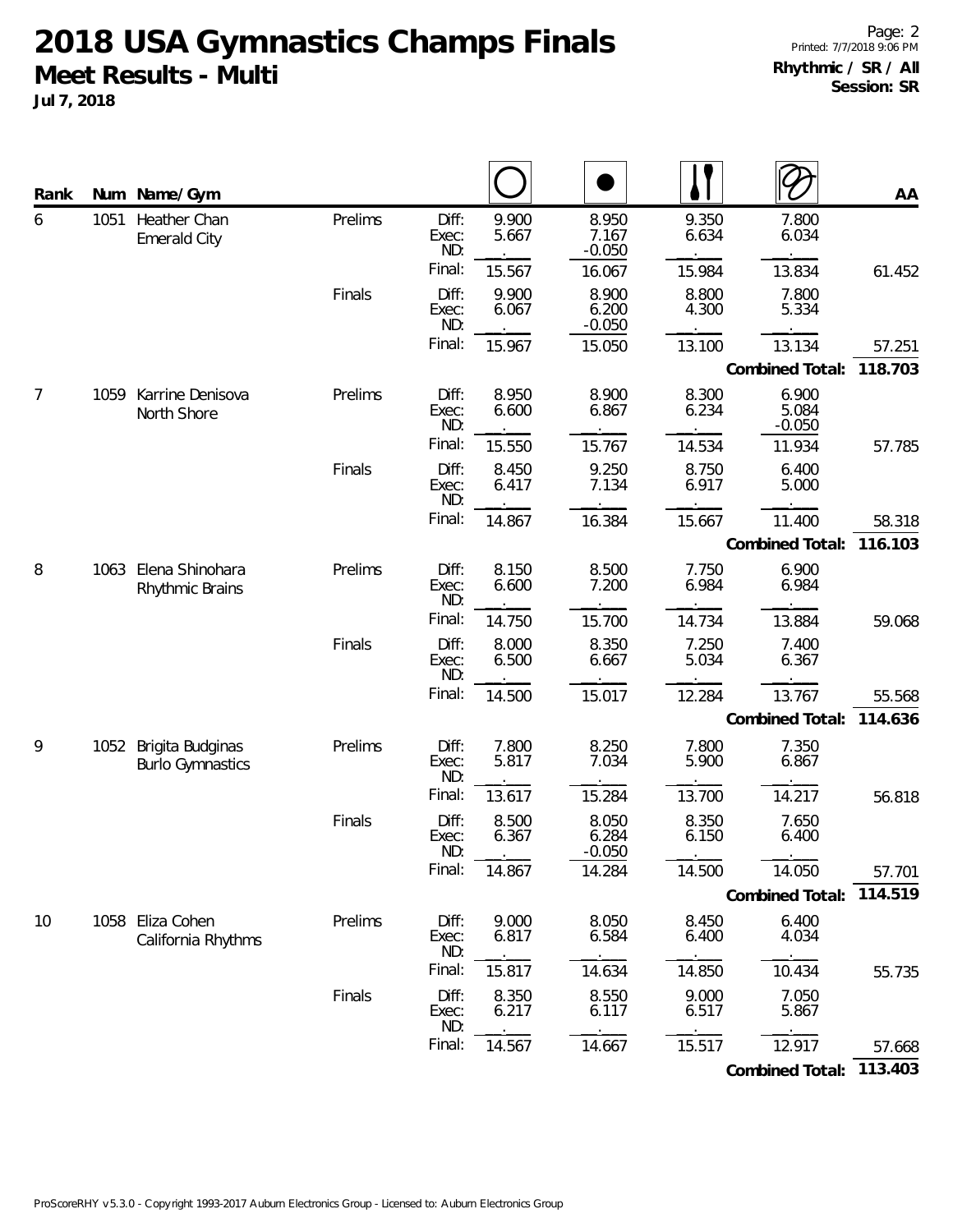# 2018 USA Gymnastics Champs Finals

**Meet Results - Multi**

**Jul 7, 2018**

**Rhythmic / SR / All**
**Session: SR**

| Rank | Num | Name/Gym | | | Hoop | Ball | Clubs | Ribbon | AA |
|---|---|---|---|---|---|---|---|---|---|
| 6 | 1051 | Heather Chan, Emerald City | Prelims | Diff: | 9.900 | 8.950 | 9.350 | 7.800 | |
| | | | | Exec: | 5.667 | 7.167 | 6.634 | 6.034 | |
| | | | | ND: | . | -0.050 | . | . | |
| | | | | Final: | 15.567 | 16.067 | 15.984 | 13.834 | 61.452 |
| | | | Finals | Diff: | 9.900 | 8.900 | 8.800 | 7.800 | |
| | | | | Exec: | 6.067 | 6.200 | 4.300 | 5.334 | |
| | | | | ND: | . | -0.050 | . | . | |
| | | | | Final: | 15.967 | 15.050 | 13.100 | 13.134 | 57.251 |
| | | | | | | | | **Combined Total:** | **118.703** |
| 7 | 1059 | Karrine Denisova, North Shore | Prelims | Diff: | 8.950 | 8.900 | 8.300 | 6.900 | |
| | | | | Exec: | 6.600 | 6.867 | 6.234 | 5.084 | |
| | | | | ND: | . | . | . | -0.050 | |
| | | | | Final: | 15.550 | 15.767 | 14.534 | 11.934 | 57.785 |
| | | | Finals | Diff: | 8.450 | 9.250 | 8.750 | 6.400 | |
| | | | | Exec: | 6.417 | 7.134 | 6.917 | 5.000 | |
| | | | | ND: | . | . | . | . | |
| | | | | Final: | 14.867 | 16.384 | 15.667 | 11.400 | 58.318 |
| | | | | | | | | **Combined Total:** | **116.103** |
| 8 | 1063 | Elena Shinohara, Rhythmic Brains | Prelims | Diff: | 8.150 | 8.500 | 7.750 | 6.900 | |
| | | | | Exec: | 6.600 | 7.200 | 6.984 | 6.984 | |
| | | | | ND: | . | . | . | . | |
| | | | | Final: | 14.750 | 15.700 | 14.734 | 13.884 | 59.068 |
| | | | Finals | Diff: | 8.000 | 8.350 | 7.250 | 7.400 | |
| | | | | Exec: | 6.500 | 6.667 | 5.034 | 6.367 | |
| | | | | ND: | . | . | . | . | |
| | | | | Final: | 14.500 | 15.017 | 12.284 | 13.767 | 55.568 |
| | | | | | | | | **Combined Total:** | **114.636** |
| 9 | 1052 | Brigita Budginas, Burlo Gymnastics | Prelims | Diff: | 7.800 | 8.250 | 7.800 | 7.350 | |
| | | | | Exec: | 5.817 | 7.034 | 5.900 | 6.867 | |
| | | | | ND: | . | . | . | . | |
| | | | | Final: | 13.617 | 15.284 | 13.700 | 14.217 | 56.818 |
| | | | Finals | Diff: | 8.500 | 8.050 | 8.350 | 7.650 | |
| | | | | Exec: | 6.367 | 6.284 | 6.150 | 6.400 | |
| | | | | ND: | . | -0.050 | . | . | |
| | | | | Final: | 14.867 | 14.284 | 14.500 | 14.050 | 57.701 |
| | | | | | | | | **Combined Total:** | **114.519** |
| 10 | 1058 | Eliza Cohen, California Rhythms | Prelims | Diff: | 9.000 | 8.050 | 8.450 | 6.400 | |
| | | | | Exec: | 6.817 | 6.584 | 6.400 | 4.034 | |
| | | | | ND: | . | . | . | . | |
| | | | | Final: | 15.817 | 14.634 | 14.850 | 10.434 | 55.735 |
| | | | Finals | Diff: | 8.350 | 8.550 | 9.000 | 7.050 | |
| | | | | Exec: | 6.217 | 6.117 | 6.517 | 5.867 | |
| | | | | ND: | . | . | . | . | |
| | | | | Final: | 14.567 | 14.667 | 15.517 | 12.917 | 57.668 |
| | | | | | | | | **Combined Total:** | **113.403** |

ProScoreRHY v5.3.0 - Copyright 1993-2017 Auburn Electronics Group - Licensed to: Auburn Electronics Group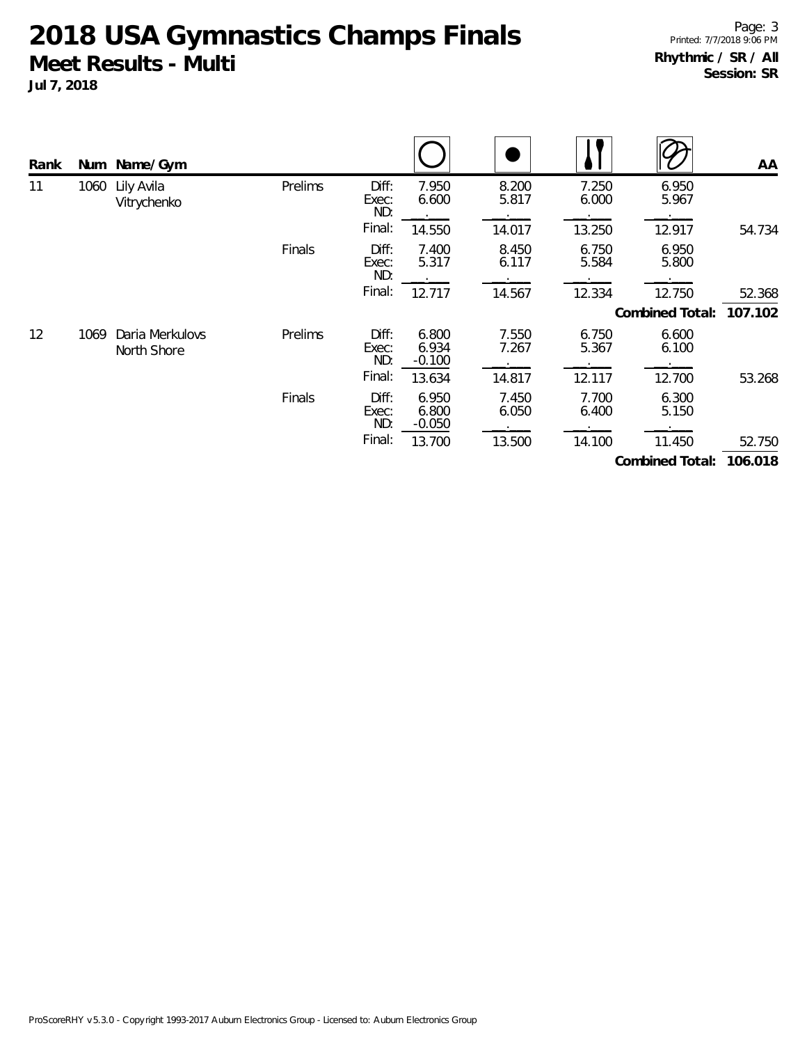# 2018 USA Gymnastics Champs Finals

## Meet Results - Multi

**Jul 7, 2018**

**Rhythmic / SR / All**
**Session: SR**

| Rank | Num | Name/Gym | | | Hoop | Ball | Clubs | Ribbon | AA |
|---|---|---|---|---|---|---|---|---|---|
| 11 | 1060 | Lily Avila<br>Vitrychenko | Prelims | Diff: | 7.950 | 8.200 | 7.250 | 6.950 | |
| | | | | Exec: | 6.600 | 5.817 | 6.000 | 5.967 | |
| | | | | ND: | . | . | . | . | |
| | | | | Final: | 14.550 | 14.017 | 13.250 | 12.917 | 54.734 |
| | | | Finals | Diff: | 7.400 | 8.450 | 6.750 | 6.950 | |
| | | | | Exec: | 5.317 | 6.117 | 5.584 | 5.800 | |
| | | | | ND: | . | . | . | . | |
| | | | | Final: | 12.717 | 14.567 | 12.334 | 12.750 | 52.368 |
| | | | | | | | | **Combined Total:** | **107.102** |
| 12 | 1069 | Daria Merkulovs<br>North Shore | Prelims | Diff: | 6.800 | 7.550 | 6.750 | 6.600 | |
| | | | | Exec: | 6.934 | 7.267 | 5.367 | 6.100 | |
| | | | | ND: | -0.100 | . | . | . | |
| | | | | Final: | 13.634 | 14.817 | 12.117 | 12.700 | 53.268 |
| | | | Finals | Diff: | 6.950 | 7.450 | 7.700 | 6.300 | |
| | | | | Exec: | 6.800 | 6.050 | 6.400 | 5.150 | |
| | | | | ND: | -0.050 | . | . | . | |
| | | | | Final: | 13.700 | 13.500 | 14.100 | 11.450 | 52.750 |
| | | | | | | | | **Combined Total:** | **106.018** |

ProScoreRHY v5.3.0 - Copyright 1993-2017 Auburn Electronics Group - Licensed to: Auburn Electronics Group